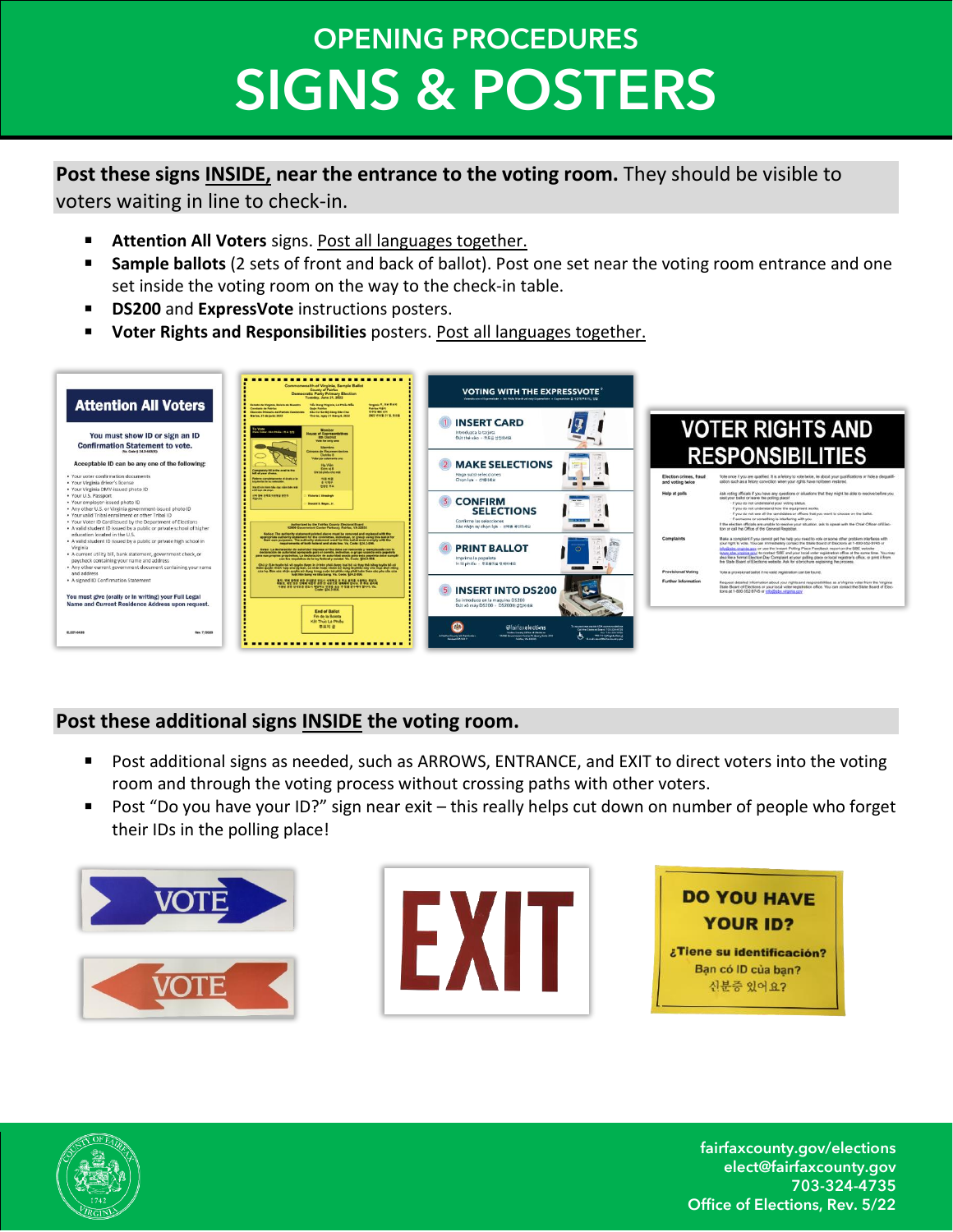# OPENING PROCEDURES

# SIGNS & POSTERS

**Post these signs INSIDE, near the entrance to the voting room.** They should be visible to voters waiting in line to check-in.

- **Attention All Voters** signs. Post all languages together.
- **Sample ballots** (2 sets of front and back of ballot). Post one set near the voting room entrance and one set inside the voting room on the way to the check-in table.
- **DS200** and **ExpressVote** instructions posters.
- **Voter Rights and Responsibilities** posters. Post all languages together.

**Post these additional signs INSIDE the voting room.**

- Post additional signs as needed, such as ARROWS, ENTRANCE, and EXIT to direct voters into the voting room and through the voting process without crossing paths with other voters.
- Post "Do you have your ID?" sign near exit – this really helps cut down on number of people who forget their IDs in the polling place!

fairfaxcounty.gov/elections
elect@fairfaxcounty.gov
703-324-4735
Office of Elections, Rev. 5/22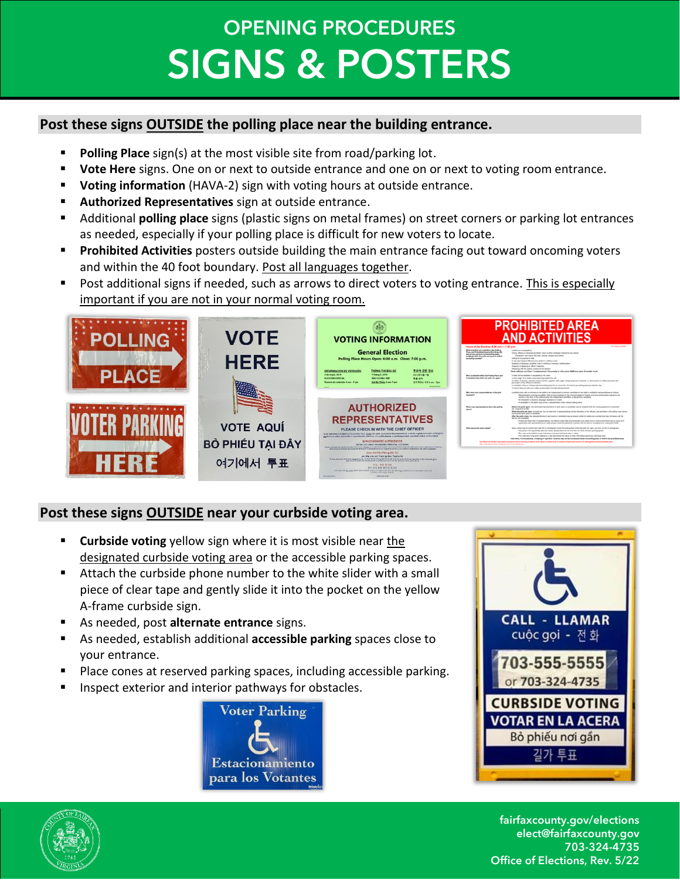# OPENING PROCEDURES

# SIGNS & POSTERS

## Post these signs OUTSIDE the polling place near the building entrance.

- **Polling Place** sign(s) at the most visible site from road/parking lot.
- **Vote Here** signs. One on or next to outside entrance and one on or next to voting room entrance.
- **Voting information** (HAVA-2) sign with voting hours at outside entrance.
- **Authorized Representatives** sign at outside entrance.
- Additional **polling place** signs (plastic signs on metal frames) on street corners or parking lot entrances as needed, especially if your polling place is difficult for new voters to locate.
- **Prohibited Activities** posters outside building the main entrance facing out toward oncoming voters and within the 40 foot boundary. Post all languages together.
- Post additional signs if needed, such as arrows to direct voters to voting entrance. This is especially important if you are not in your normal voting room.

## Post these signs OUTSIDE near your curbside voting area.

- **Curbside voting** yellow sign where it is most visible near the designated curbside voting area or the accessible parking spaces.
- Attach the curbside phone number to the white slider with a small piece of clear tape and gently slide it into the pocket on the yellow A-frame curbside sign.
- As needed, post **alternate entrance** signs.
- As needed, establish additional **accessible parking** spaces close to your entrance.
- Place cones at reserved parking spaces, including accessible parking.
- Inspect exterior and interior pathways for obstacles.

fairfaxcounty.gov/elections
elect@fairfaxcounty.gov
703-324-4735
Office of Elections, Rev. 5/22